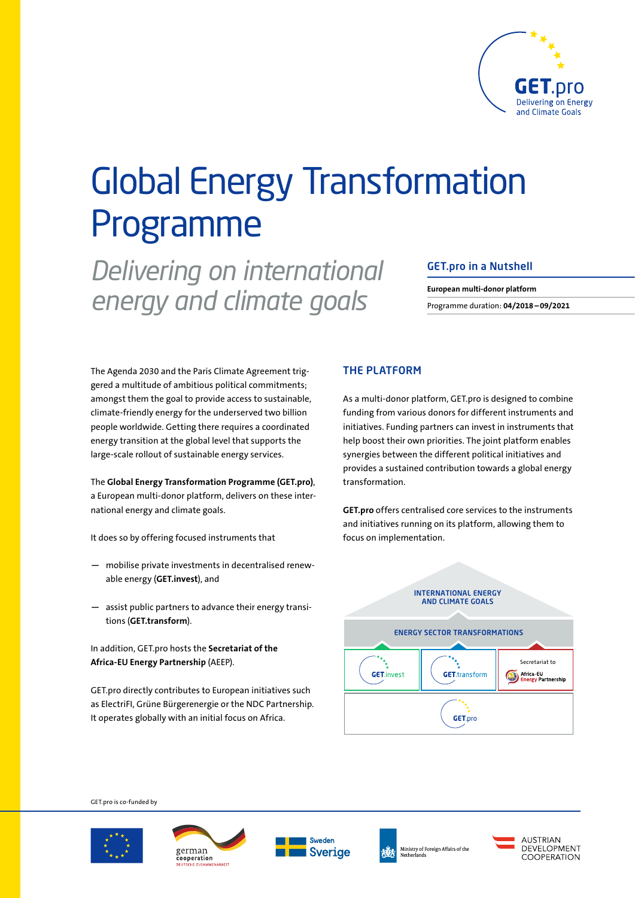# Global Energy Transformation Programme

*Delivering on international energy and climate goals*

### GET.pro in a Nutshell

**European multi-donor platform**

Programme duration: **04/2018 – 09/2021**

The Agenda 2030 and the Paris Climate Agreement triggered a multitude of ambitious political commitments; amongst them the goal to provide access to sustainable, climate-friendly energy for the underserved two billion people worldwide. Getting there requires a coordinated energy transition at the global level that supports the large-scale rollout of sustainable energy services.

The **Global Energy Transformation Programme (GET.pro)**, a European multi-donor platform, delivers on these international energy and climate goals.

It does so by offering focused instruments that

- mobilise private investments in decentralised renewable energy (**GET.invest**), and
- assist public partners to advance their energy transitions (**GET.transform**).

In addition, GET.pro hosts the **Secretariat of the Africa-EU Energy Partnership** (AEEP).

GET.pro directly contributes to European initiatives such as ElectriFI, Grüne Bürgerenergie or the NDC Partnership. It operates globally with an initial focus on Africa.

## THE PLATFORM

As a multi-donor platform, GET.pro is designed to combine funding from various donors for different instruments and initiatives. Funding partners can invest in instruments that help boost their own priorities. The joint platform enables synergies between the different political initiatives and provides a sustained contribution towards a global energy transformation.

**GET.pro** offers centralised core services to the instruments and initiatives running on its platform, allowing them to focus on implementation.

INTERNATIONAL ENERGY AND CLIMATE GOALS

ENERGY SECTOR TRANSFORMATIONS

GET.invest | GET.transform | Secretariat to Africa-EU Energy Partnership

GET.pro

GET.pro is co-funded by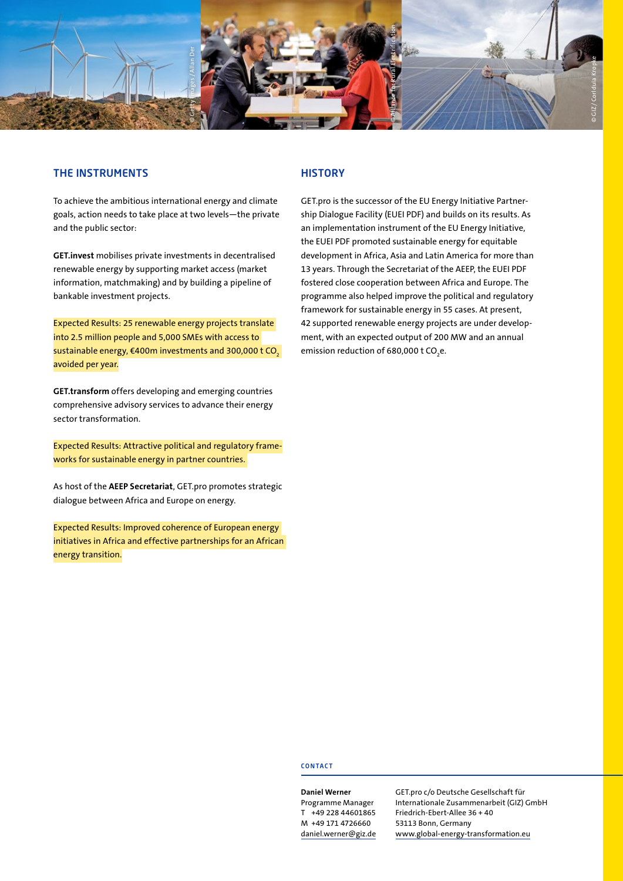## THE INSTRUMENTS

To achieve the ambitious international energy and climate goals, action needs to take place at two levels—the private and the public sector:

**GET.invest** mobilises private investments in decentralised renewable energy by supporting market access (market information, matchmaking) and by building a pipeline of bankable investment projects.

Expected Results: 25 renewable energy projects translate into 2.5 million people and 5,000 SMEs with access to sustainable energy, €400m investments and 300,000 t $CO_2$ avoided per year.

**GET.transform** offers developing and emerging countries comprehensive advisory services to advance their energy sector transformation.

Expected Results: Attractive political and regulatory frameworks for sustainable energy in partner countries.

As host of the **AEEP Secretariat**, GET.pro promotes strategic dialogue between Africa and Europe on energy.

Expected Results: Improved coherence of European energy initiatives in Africa and effective partnerships for an African energy transition.

## HISTORY

GET.pro is the successor of the EU Energy Initiative Partnership Dialogue Facility (EUEI PDF) and builds on its results. As an implementation instrument of the EU Energy Initiative, the EUEI PDF promoted sustainable energy for equitable development in Africa, Asia and Latin America for more than 13 years. Through the Secretariat of the AEEP, the EUEI PDF fostered close cooperation between Africa and Europe. The programme also helped improve the political and regulatory framework for sustainable energy in 55 cases. At present, 42 supported renewable energy projects are under development, with an expected output of 200 MW and an annual emission reduction of 680,000 t $CO_2$e.

**CONTACT**

**Daniel Werner**
Programme Manager
T +49 228 44601865
M +49 171 4726660
daniel.werner@giz.de

GET.pro c/o Deutsche Gesellschaft für Internationale Zusammenarbeit (GIZ) GmbH
Friedrich-Ebert-Allee 36 + 40
53113 Bonn, Germany
www.global-energy-transformation.eu